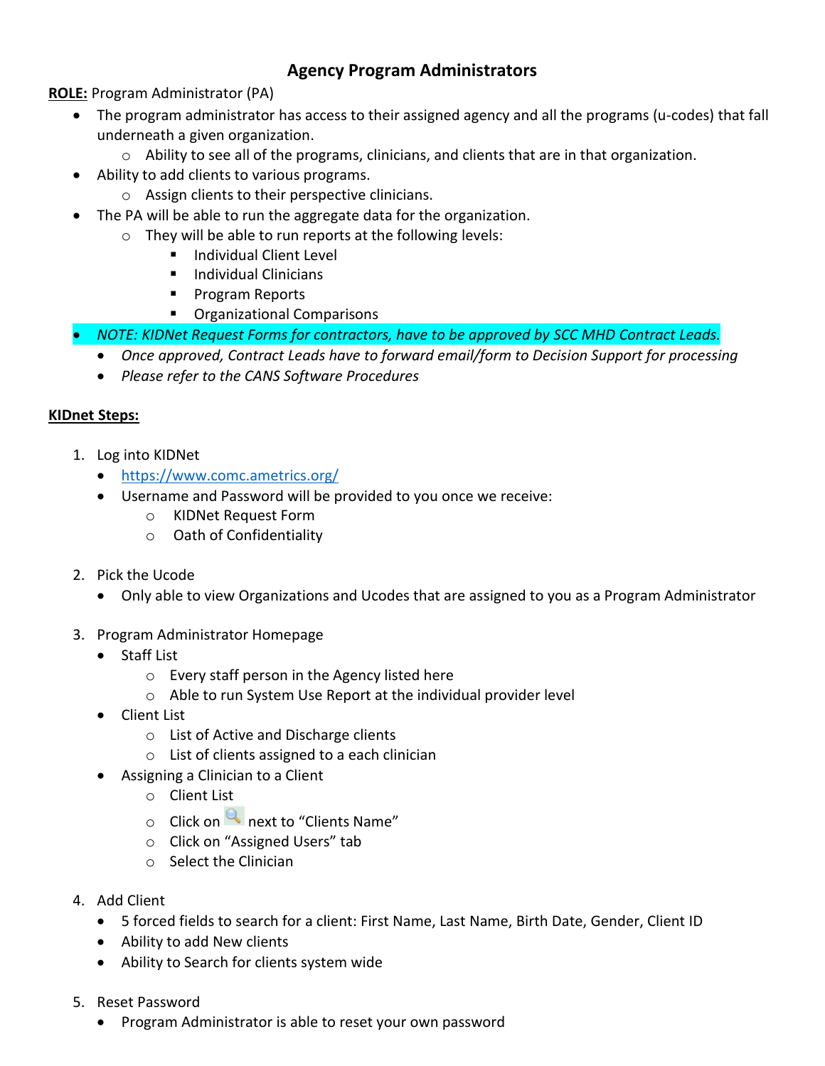# Agency Program Administrators

**ROLE:** Program Administrator (PA)

- The program administrator has access to their assigned agency and all the programs (u-codes) that fall underneath a given organization.
  - Ability to see all of the programs, clinicians, and clients that are in that organization.
- Ability to add clients to various programs.
  - Assign clients to their perspective clinicians.
- The PA will be able to run the aggregate data for the organization.
  - They will be able to run reports at the following levels:
    - Individual Client Level
    - Individual Clinicians
    - Program Reports
    - Organizational Comparisons
- *NOTE: KIDNet Request Forms for contractors, have to be approved by SCC MHD Contract Leads.*
  - *Once approved, Contract Leads have to forward email/form to Decision Support for processing*
  - *Please refer to the CANS Software Procedures*

**KIDnet Steps:**

1. Log into KIDNet
   - https://www.comc.ametrics.org/
   - Username and Password will be provided to you once we receive:
     - KIDNet Request Form
     - Oath of Confidentiality

2. Pick the Ucode
   - Only able to view Organizations and Ucodes that are assigned to you as a Program Administrator

3. Program Administrator Homepage
   - Staff List
     - Every staff person in the Agency listed here
     - Able to run System Use Report at the individual provider level
   - Client List
     - List of Active and Discharge clients
     - List of clients assigned to a each clinician
   - Assigning a Clinician to a Client
     - Client List
     - Click on 🔍 next to "Clients Name"
     - Click on "Assigned Users" tab
     - Select the Clinician

4. Add Client
   - 5 forced fields to search for a client: First Name, Last Name, Birth Date, Gender, Client ID
   - Ability to add New clients
   - Ability to Search for clients system wide

5. Reset Password
   - Program Administrator is able to reset your own password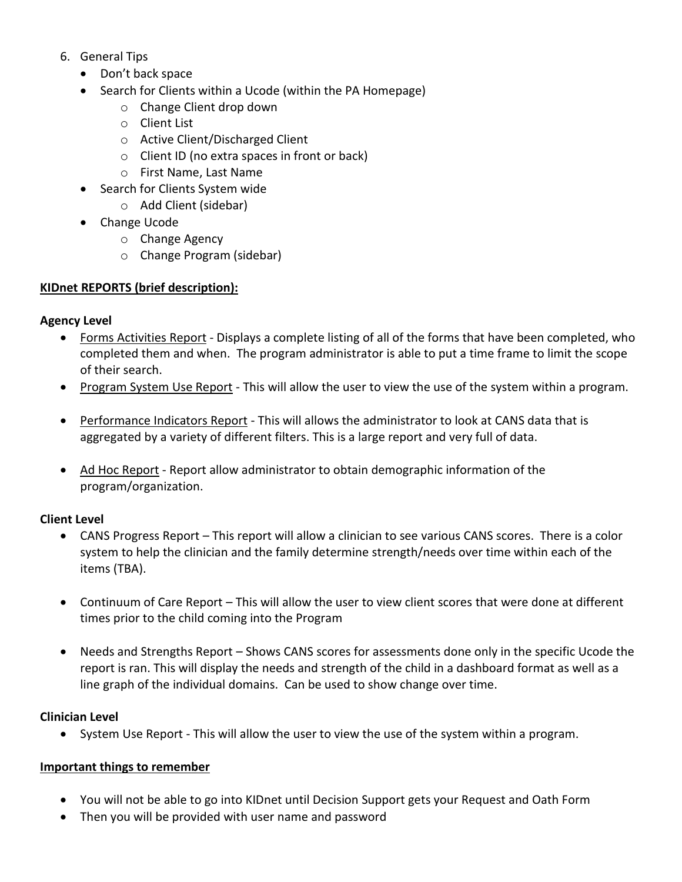6. General Tips
    - Don't back space
    - Search for Clients within a Ucode (within the PA Homepage)
        - Change Client drop down
        - Client List
        - Active Client/Discharged Client
        - Client ID (no extra spaces in front or back)
        - First Name, Last Name
    - Search for Clients System wide
        - Add Client (sidebar)
    - Change Ucode
        - Change Agency
        - Change Program (sidebar)

**KIDnet REPORTS (brief description):**

**Agency Level**

- Forms Activities Report - Displays a complete listing of all of the forms that have been completed, who completed them and when. The program administrator is able to put a time frame to limit the scope of their search.
- Program System Use Report - This will allow the user to view the use of the system within a program.
- Performance Indicators Report - This will allows the administrator to look at CANS data that is aggregated by a variety of different filters. This is a large report and very full of data.
- Ad Hoc Report - Report allow administrator to obtain demographic information of the program/organization.

**Client Level**

- CANS Progress Report – This report will allow a clinician to see various CANS scores. There is a color system to help the clinician and the family determine strength/needs over time within each of the items (TBA).
- Continuum of Care Report – This will allow the user to view client scores that were done at different times prior to the child coming into the Program
- Needs and Strengths Report – Shows CANS scores for assessments done only in the specific Ucode the report is ran. This will display the needs and strength of the child in a dashboard format as well as a line graph of the individual domains. Can be used to show change over time.

**Clinician Level**

- System Use Report - This will allow the user to view the use of the system within a program.

**Important things to remember**

- You will not be able to go into KIDnet until Decision Support gets your Request and Oath Form
- Then you will be provided with user name and password